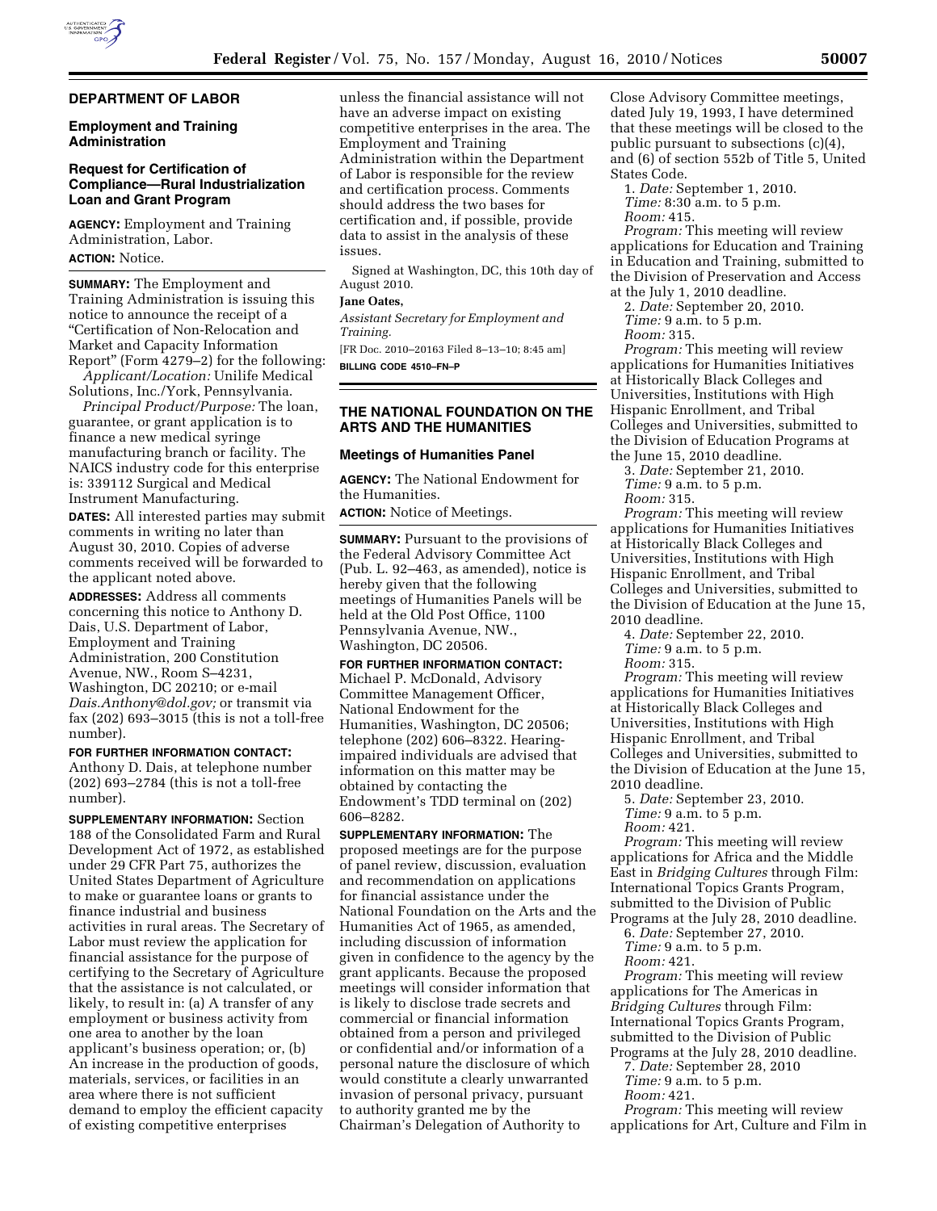## DEPARTMENT OF LABOR

### Employment and Training Administration

### Request for Certification of Compliance—Rural Industrialization Loan and Grant Program

**AGENCY:** Employment and Training Administration, Labor.

**ACTION:** Notice.

**SUMMARY:** The Employment and Training Administration is issuing this notice to announce the receipt of a "Certification of Non-Relocation and Market and Capacity Information Report" (Form 4279–2) for the following:

*Applicant/Location:* Unilife Medical Solutions, Inc./York, Pennsylvania.

*Principal Product/Purpose:* The loan, guarantee, or grant application is to finance a new medical syringe manufacturing branch or facility. The NAICS industry code for this enterprise is: 339112 Surgical and Medical Instrument Manufacturing.

**DATES:** All interested parties may submit comments in writing no later than August 30, 2010. Copies of adverse comments received will be forwarded to the applicant noted above.

**ADDRESSES:** Address all comments concerning this notice to Anthony D. Dais, U.S. Department of Labor, Employment and Training Administration, 200 Constitution Avenue, NW., Room S–4231, Washington, DC 20210; or e-mail *Dais.Anthony@dol.gov;* or transmit via fax (202) 693–3015 (this is not a toll-free number).

**FOR FURTHER INFORMATION CONTACT:** Anthony D. Dais, at telephone number (202) 693–2784 (this is not a toll-free number).

**SUPPLEMENTARY INFORMATION:** Section 188 of the Consolidated Farm and Rural Development Act of 1972, as established under 29 CFR Part 75, authorizes the United States Department of Agriculture to make or guarantee loans or grants to finance industrial and business activities in rural areas. The Secretary of Labor must review the application for financial assistance for the purpose of certifying to the Secretary of Agriculture that the assistance is not calculated, or likely, to result in: (a) A transfer of any employment or business activity from one area to another by the loan applicant's business operation; or, (b) An increase in the production of goods, materials, services, or facilities in an area where there is not sufficient demand to employ the efficient capacity of existing competitive enterprises unless the financial assistance will not have an adverse impact on existing competitive enterprises in the area. The Employment and Training Administration within the Department of Labor is responsible for the review and certification process. Comments should address the two bases for certification and, if possible, provide data to assist in the analysis of these issues.

Signed at Washington, DC, this 10th day of August 2010.

**Jane Oates,**

*Assistant Secretary for Employment and Training.*

[FR Doc. 2010–20163 Filed 8–13–10; 8:45 am]

**BILLING CODE 4510–FN–P**

## THE NATIONAL FOUNDATION ON THE ARTS AND THE HUMANITIES

### Meetings of Humanities Panel

**AGENCY:** The National Endowment for the Humanities.

**ACTION:** Notice of Meetings.

**SUMMARY:** Pursuant to the provisions of the Federal Advisory Committee Act (Pub. L. 92–463, as amended), notice is hereby given that the following meetings of Humanities Panels will be held at the Old Post Office, 1100 Pennsylvania Avenue, NW., Washington, DC 20506.

**FOR FURTHER INFORMATION CONTACT:** Michael P. McDonald, Advisory Committee Management Officer, National Endowment for the Humanities, Washington, DC 20506; telephone (202) 606–8322. Hearing-impaired individuals are advised that information on this matter may be obtained by contacting the Endowment's TDD terminal on (202) 606–8282.

**SUPPLEMENTARY INFORMATION:** The proposed meetings are for the purpose of panel review, discussion, evaluation and recommendation on applications for financial assistance under the National Foundation on the Arts and the Humanities Act of 1965, as amended, including discussion of information given in confidence to the agency by the grant applicants. Because the proposed meetings will consider information that is likely to disclose trade secrets and commercial or financial information obtained from a person and privileged or confidential and/or information of a personal nature the disclosure of which would constitute a clearly unwarranted invasion of personal privacy, pursuant to authority granted me by the Chairman's Delegation of Authority to Close Advisory Committee meetings, dated July 19, 1993, I have determined that these meetings will be closed to the public pursuant to subsections (c)(4), and (6) of section 552b of Title 5, United States Code.

1. *Date:* September 1, 2010.
*Time:* 8:30 a.m. to 5 p.m.
*Room:* 415.
*Program:* This meeting will review applications for Education and Training in Education and Training, submitted to the Division of Preservation and Access at the July 1, 2010 deadline.

2. *Date:* September 20, 2010.
*Time:* 9 a.m. to 5 p.m.
*Room:* 315.
*Program:* This meeting will review applications for Humanities Initiatives at Historically Black Colleges and Universities, Institutions with High Hispanic Enrollment, and Tribal Colleges and Universities, submitted to the Division of Education Programs at the June 15, 2010 deadline.

3. *Date:* September 21, 2010.
*Time:* 9 a.m. to 5 p.m.
*Room:* 315.
*Program:* This meeting will review applications for Humanities Initiatives at Historically Black Colleges and Universities, Institutions with High Hispanic Enrollment, and Tribal Colleges and Universities, submitted to the Division of Education at the June 15, 2010 deadline.

4. *Date:* September 22, 2010.
*Time:* 9 a.m. to 5 p.m.
*Room:* 315.
*Program:* This meeting will review applications for Humanities Initiatives at Historically Black Colleges and Universities, Institutions with High Hispanic Enrollment, and Tribal Colleges and Universities, submitted to the Division of Education at the June 15, 2010 deadline.

5. *Date:* September 23, 2010.
*Time:* 9 a.m. to 5 p.m.
*Room:* 421.
*Program:* This meeting will review applications for Africa and the Middle East in *Bridging Cultures* through Film: International Topics Grants Program, submitted to the Division of Public Programs at the July 28, 2010 deadline.

6. *Date:* September 27, 2010.
*Time:* 9 a.m. to 5 p.m.
*Room:* 421.
*Program:* This meeting will review applications for The Americas in *Bridging Cultures* through Film: International Topics Grants Program, submitted to the Division of Public Programs at the July 28, 2010 deadline.

7. *Date:* September 28, 2010
*Time:* 9 a.m. to 5 p.m.
*Room:* 421.
*Program:* This meeting will review applications for Art, Culture and Film in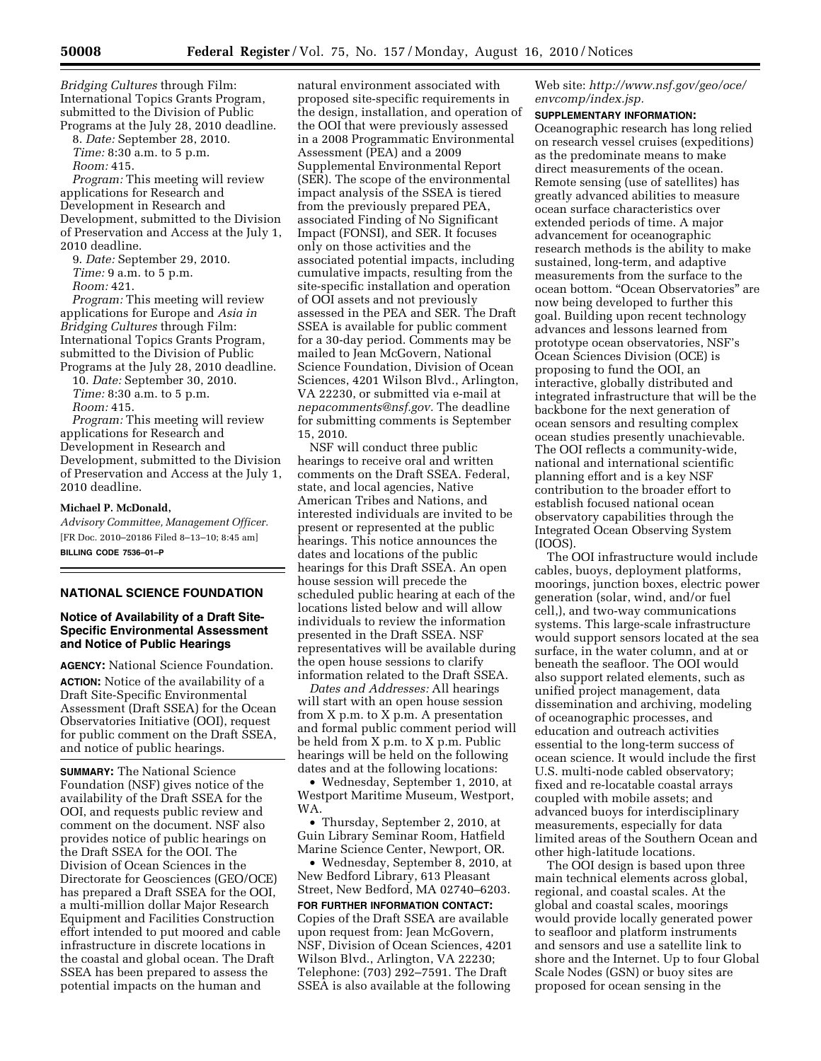*Bridging Cultures* through Film: International Topics Grants Program, submitted to the Division of Public Programs at the July 28, 2010 deadline.

8. *Date:* September 28, 2010.
*Time:* 8:30 a.m. to 5 p.m.
*Room:* 415.
*Program:* This meeting will review applications for Research and Development in Research and Development, submitted to the Division of Preservation and Access at the July 1, 2010 deadline.

9. *Date:* September 29, 2010.
*Time:* 9 a.m. to 5 p.m.
*Room:* 421.
*Program:* This meeting will review applications for Europe and *Asia in Bridging Cultures* through Film: International Topics Grants Program, submitted to the Division of Public Programs at the July 28, 2010 deadline.

10. *Date:* September 30, 2010.
*Time:* 8:30 a.m. to 5 p.m.
*Room:* 415.
*Program:* This meeting will review applications for Research and Development in Research and Development, submitted to the Division of Preservation and Access at the July 1, 2010 deadline.

**Michael P. McDonald,**
*Advisory Committee, Management Officer.*
[FR Doc. 2010–20186 Filed 8–13–10; 8:45 am]
**BILLING CODE 7536–01–P**

## NATIONAL SCIENCE FOUNDATION

### Notice of Availability of a Draft Site-Specific Environmental Assessment and Notice of Public Hearings

**AGENCY:** National Science Foundation.

**ACTION:** Notice of the availability of a Draft Site-Specific Environmental Assessment (Draft SSEA) for the Ocean Observatories Initiative (OOI), request for public comment on the Draft SSEA, and notice of public hearings.

**SUMMARY:** The National Science Foundation (NSF) gives notice of the availability of the Draft SSEA for the OOI, and requests public review and comment on the document. NSF also provides notice of public hearings on the Draft SSEA for the OOI. The Division of Ocean Sciences in the Directorate for Geosciences (GEO/OCE) has prepared a Draft SSEA for the OOI, a multi-million dollar Major Research Equipment and Facilities Construction effort intended to put moored and cable infrastructure in discrete locations in the coastal and global ocean. The Draft SSEA has been prepared to assess the potential impacts on the human and natural environment associated with proposed site-specific requirements in the design, installation, and operation of the OOI that were previously assessed in a 2008 Programmatic Environmental Assessment (PEA) and a 2009 Supplemental Environmental Report (SER). The scope of the environmental impact analysis of the SSEA is tiered from the previously prepared PEA, associated Finding of No Significant Impact (FONSI), and SER. It focuses only on those activities and the associated potential impacts, including cumulative impacts, resulting from the site-specific installation and operation of OOI assets and not previously assessed in the PEA and SER. The Draft SSEA is available for public comment for a 30-day period. Comments may be mailed to Jean McGovern, National Science Foundation, Division of Ocean Sciences, 4201 Wilson Blvd., Arlington, VA 22230, or submitted via e-mail at *nepacomments@nsf.gov.* The deadline for submitting comments is September 15, 2010.

NSF will conduct three public hearings to receive oral and written comments on the Draft SSEA. Federal, state, and local agencies, Native American Tribes and Nations, and interested individuals are invited to be present or represented at the public hearings. This notice announces the dates and locations of the public hearings for this Draft SSEA. An open house session will precede the scheduled public hearing at each of the locations listed below and will allow individuals to review the information presented in the Draft SSEA. NSF representatives will be available during the open house sessions to clarify information related to the Draft SSEA.

*Dates and Addresses:* All hearings will start with an open house session from X p.m. to X p.m. A presentation and formal public comment period will be held from X p.m. to X p.m. Public hearings will be held on the following dates and at the following locations:

- Wednesday, September 1, 2010, at Westport Maritime Museum, Westport, WA.
- Thursday, September 2, 2010, at Guin Library Seminar Room, Hatfield Marine Science Center, Newport, OR.
- Wednesday, September 8, 2010, at New Bedford Library, 613 Pleasant Street, New Bedford, MA 02740–6203.

**FOR FURTHER INFORMATION CONTACT:** Copies of the Draft SSEA are available upon request from: Jean McGovern, NSF, Division of Ocean Sciences, 4201 Wilson Blvd., Arlington, VA 22230; Telephone: (703) 292–7591. The Draft SSEA is also available at the following Web site: *http://www.nsf.gov/geo/oce/envcomp/index.jsp.*

**SUPPLEMENTARY INFORMATION:** Oceanographic research has long relied on research vessel cruises (expeditions) as the predominate means to make direct measurements of the ocean. Remote sensing (use of satellites) has greatly advanced abilities to measure ocean surface characteristics over extended periods of time. A major advancement for oceanographic research methods is the ability to make sustained, long-term, and adaptive measurements from the surface to the ocean bottom. "Ocean Observatories" are now being developed to further this goal. Building upon recent technology advances and lessons learned from prototype ocean observatories, NSF's Ocean Sciences Division (OCE) is proposing to fund the OOI, an interactive, globally distributed and integrated infrastructure that will be the backbone for the next generation of ocean sensors and resulting complex ocean studies presently unachievable. The OOI reflects a community-wide, national and international scientific planning effort and is a key NSF contribution to the broader effort to establish focused national ocean observatory capabilities through the Integrated Ocean Observing System (IOOS).

The OOI infrastructure would include cables, buoys, deployment platforms, moorings, junction boxes, electric power generation (solar, wind, and/or fuel cell,), and two-way communications systems. This large-scale infrastructure would support sensors located at the sea surface, in the water column, and at or beneath the seafloor. The OOI would also support related elements, such as unified project management, data dissemination and archiving, modeling of oceanographic processes, and education and outreach activities essential to the long-term success of ocean science. It would include the first U.S. multi-node cabled observatory; fixed and re-locatable coastal arrays coupled with mobile assets; and advanced buoys for interdisciplinary measurements, especially for data limited areas of the Southern Ocean and other high-latitude locations.

The OOI design is based upon three main technical elements across global, regional, and coastal scales. At the global and coastal scales, moorings would provide locally generated power to seafloor and platform instruments and sensors and use a satellite link to shore and the Internet. Up to four Global Scale Nodes (GSN) or buoy sites are proposed for ocean sensing in the